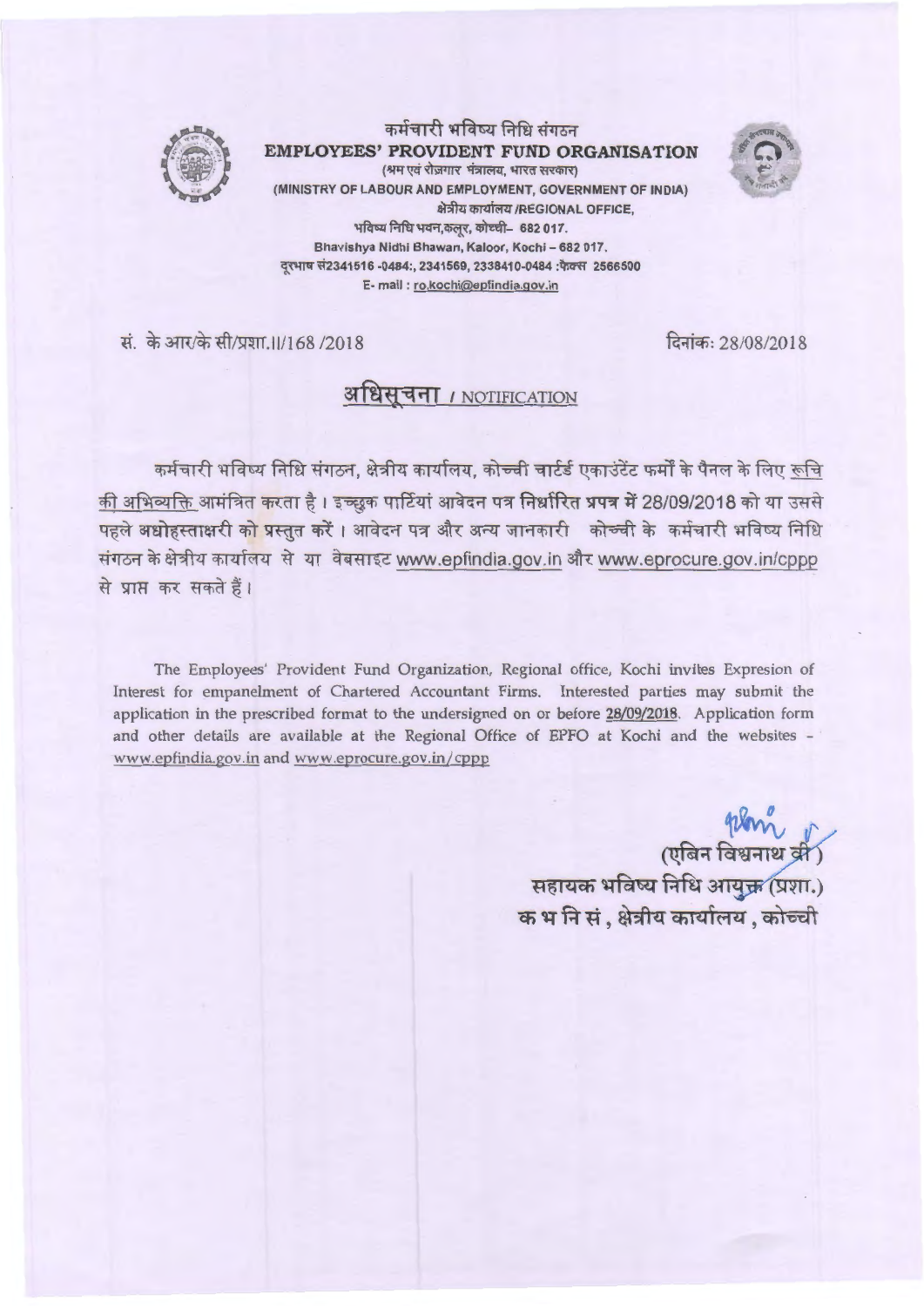कर्मचारी भविष्य निधि संगठन

**EMPLOYEES' PROVIDENT FUND ORGANISATION**

(श्रम एवं रोज़गार मंत्रालय, भारत सरकार)

(MINISTRY OF LABOUR AND EMPLOYMENT, GOVERNMENT OF INDIA)

क्षेत्रीय कार्यालय /REGIONAL OFFICE,

भविष्य निधि भवन,कलूर, कोच्ची– 682 017.

Bhavishya Nidhi Bhawan, Kaloor, Kochi – 682 017.

दूरभाष सं2341516 -0484:, 2341569, 2338410-0484 :फैक्स 2566500

E- mail : ro.kochi@epfindia.gov.in

सं. के आर/के सी/प्रशा.II/168 /2018

दिनांक: 28/08/2018

## अधिसूचना / NOTIFICATION

कर्मचारी भविष्य निधि संगठन, क्षेत्रीय कार्यालय, कोच्ची चार्टर्ड एकाउंटेंट फर्मों के पैनल के लिए रूचि की अभिव्यक्ति आमंत्रित करता है। इच्छुक पार्टियां आवेदन पत्र निर्धारित प्रपत्र में 28/09/2018 को या उससे पहले अधोहस्ताक्षरी को प्रस्तुत करें। आवेदन पत्र और अन्य जानकारी कोच्ची के कर्मचारी भविष्य निधि संगठन के क्षेत्रीय कार्यालय से या वेबसाइट www.epfindia.gov.in और www.eprocure.gov.in/cppp से प्राप्त कर सकते हैं।

The Employees' Provident Fund Organization, Regional office, Kochi invites Expresion of Interest for empanelment of Chartered Accountant Firms. Interested parties may submit the application in the prescribed format to the undersigned on or before **28/09/2018**. Application form and other details are available at the Regional Office of EPFO at Kochi and the websites - www.epfindia.gov.in and www.eprocure.gov.in/cppp

(एबिन विश्वनाथ वी)

सहायक भविष्य निधि आयुक्त (प्रशा.)

क भ नि सं, क्षेत्रीय कार्यालय, कोच्ची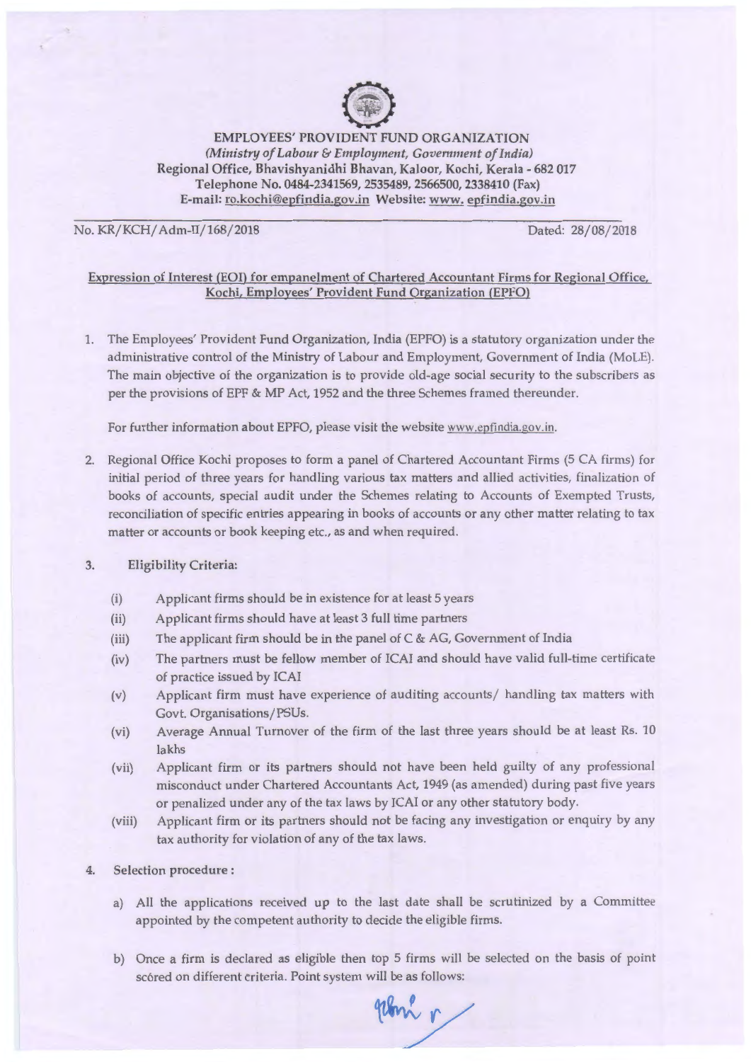**EMPLOYEES' PROVIDENT FUND ORGANIZATION**
*(Ministry of Labour & Employment, Government of India)*
**Regional Office, Bhavishyanidhi Bhavan, Kaloor, Kochi, Kerala - 682 017**
**Telephone No. 0484-2341569, 2535489, 2566500, 2338410 (Fax)**
**E-mail: ro.kochi@epfindia.gov.in Website: www. epfindia.gov.in**

No. KR/KCH/Adm-II/168/2018 Dated: 28/08/2018

**Expression of Interest (EOI) for empanelment of Chartered Accountant Firms for Regional Office, Kochi, Employees' Provident Fund Organization (EPFO)**

1. The Employees' Provident Fund Organization, India (EPFO) is a statutory organization under the administrative control of the Ministry of Labour and Employment, Government of India (MoLE). The main objective of the organization is to provide old-age social security to the subscribers as per the provisions of EPF & MP Act, 1952 and the three Schemes framed thereunder.

   For further information about EPFO, please visit the website www.epfindia.gov.in.

2. Regional Office Kochi proposes to form a panel of Chartered Accountant Firms (5 CA firms) for initial period of three years for handling various tax matters and allied activities, finalization of books of accounts, special audit under the Schemes relating to Accounts of Exempted Trusts, reconciliation of specific entries appearing in books of accounts or any other matter relating to tax matter or accounts or book keeping etc., as and when required.

3. **Eligibility Criteria:**

   (i) Applicant firms should be in existence for at least 5 years

   (ii) Applicant firms should have at least 3 full time partners

   (iii) The applicant firm should be in the panel of C & AG, Government of India

   (iv) The partners must be fellow member of ICAI and should have valid full-time certificate of practice issued by ICAI

   (v) Applicant firm must have experience of auditing accounts/ handling tax matters with Govt. Organisations/PSUs.

   (vi) Average Annual Turnover of the firm of the last three years should be at least Rs. 10 lakhs

   (vii) Applicant firm or its partners should not have been held guilty of any professional misconduct under Chartered Accountants Act, 1949 (as amended) during past five years or penalized under any of the tax laws by ICAI or any other statutory body.

   (viii) Applicant firm or its partners should not be facing any investigation or enquiry by any tax authority for violation of any of the tax laws.

4. **Selection procedure :**

   a) All the applications received up to the last date shall be scrutinized by a Committee appointed by the competent authority to decide the eligible firms.

   b) Once a firm is declared as eligible then top 5 firms will be selected on the basis of point scored on different criteria. Point system will be as follows: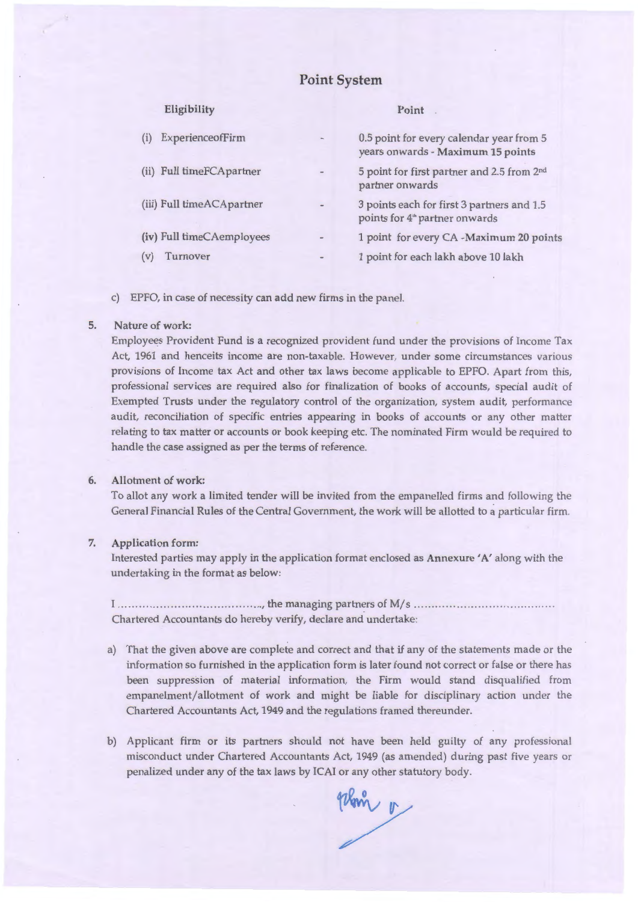## Point System

| Eligibility | | Point |
|---|---|---|
| (i) ExperienceofFirm | - | 0.5 point for every calendar year from 5 years onwards - **Maximum 15 points** |
| (ii) Full timeFCApartner | - | 5 point for first partner and 2.5 from 2nd partner onwards |
| (iii) Full timeACApartner | - | 3 points each for first 3 partners and 1.5 points for 4th partner onwards |
| (iv) Full timeCAemployees | - | 1 point for every CA -Maximum 20 points |
| (v) Turnover | - | 1 point for each lakh above 10 lakh |

c) EPFO, in case of necessity can add new firms in the panel.

**5. Nature of work:**

Employees Provident Fund is a recognized provident fund under the provisions of Income Tax Act, 1961 and henceits income are non-taxable. However, under some circumstances various provisions of Income tax Act and other tax laws become applicable to EPFO. Apart from this, professional services are required also for finalization of books of accounts, special audit of Exempted Trusts under the regulatory control of the organization, system audit, performance audit, reconciliation of specific entries appearing in books of accounts or any other matter relating to tax matter or accounts or book keeping etc. The nominated Firm would be required to handle the case assigned as per the terms of reference.

**6. Allotment of work:**

To allot any work a limited tender will be invited from the empanelled firms and following the General Financial Rules of the Central Government, the work will be allotted to a particular firm.

**7. Application form:**

Interested parties may apply in the application format enclosed as **Annexure 'A'** along with the undertaking in the format as below:

I ........................................, the managing partners of M/s ........................................ Chartered Accountants do hereby verify, declare and undertake:

a) That the given above are complete and correct and that if any of the statements made or the information so furnished in the application form is later found not correct or false or there has been suppression of material information, the Firm would stand disqualified from empanelment/allotment of work and might be liable for disciplinary action under the Chartered Accountants Act, 1949 and the regulations framed thereunder.

b) Applicant firm or its partners should not have been held guilty of any professional misconduct under Chartered Accountants Act, 1949 (as amended) during past five years or penalized under any of the tax laws by ICAI or any other statutory body.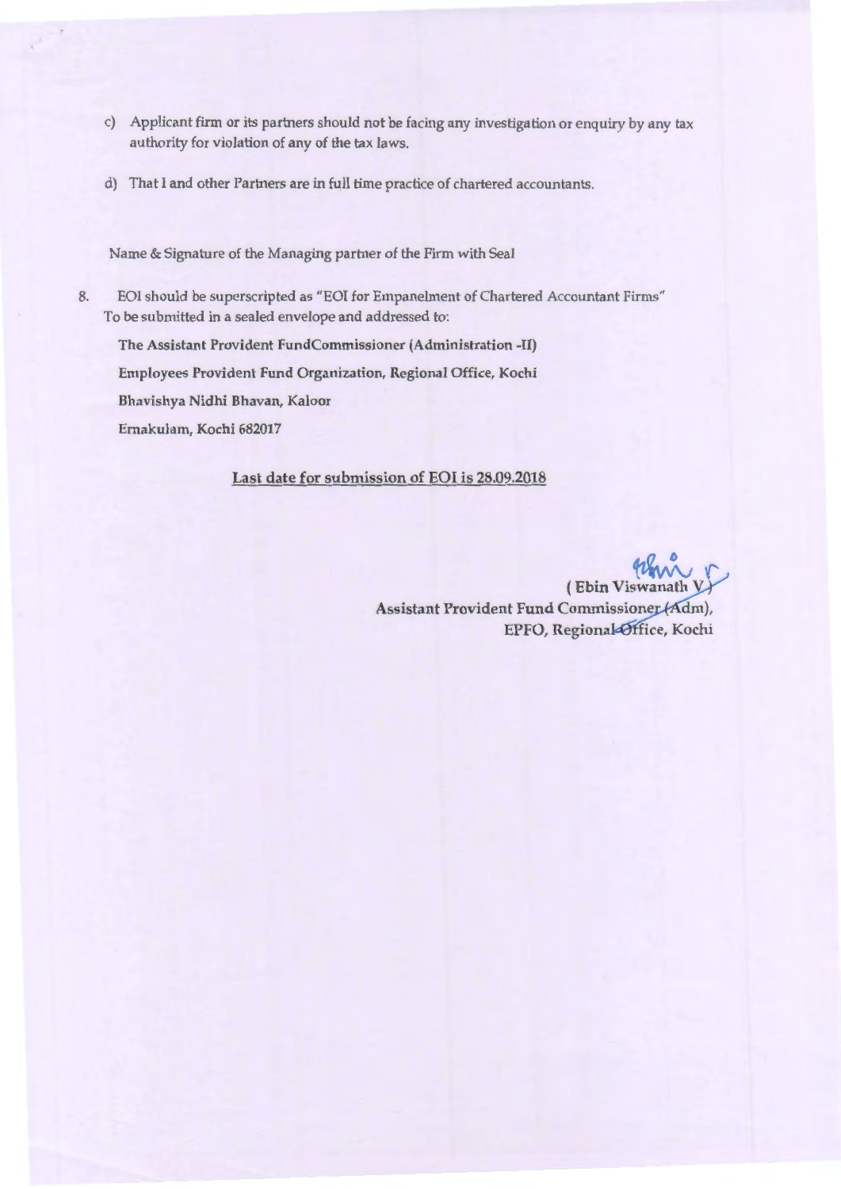c) Applicant firm or its partners should not be facing any investigation or enquiry by any tax authority for violation of any of the tax laws.

d) That I and other Partners are in full time practice of chartered accountants.

Name & Signature of the Managing partner of the Firm with Seal

8. EOI should be superscripted as "EOI for Empanelment of Chartered Accountant Firms" To be submitted in a sealed envelope and addressed to:

**The Assistant Provident FundCommissioner (Administration -II)**

**Employees Provident Fund Organization, Regional Office, Kochi**

**Bhavishya Nidhi Bhavan, Kaloor**

**Ernakulam, Kochi 682017**

**<u>Last date for submission of EOI is 28.09.2018</u>**

**( Ebin Viswanath V)**

**Assistant Provident Fund Commissioner (Adm),**

**EPFO, Regional Office, Kochi**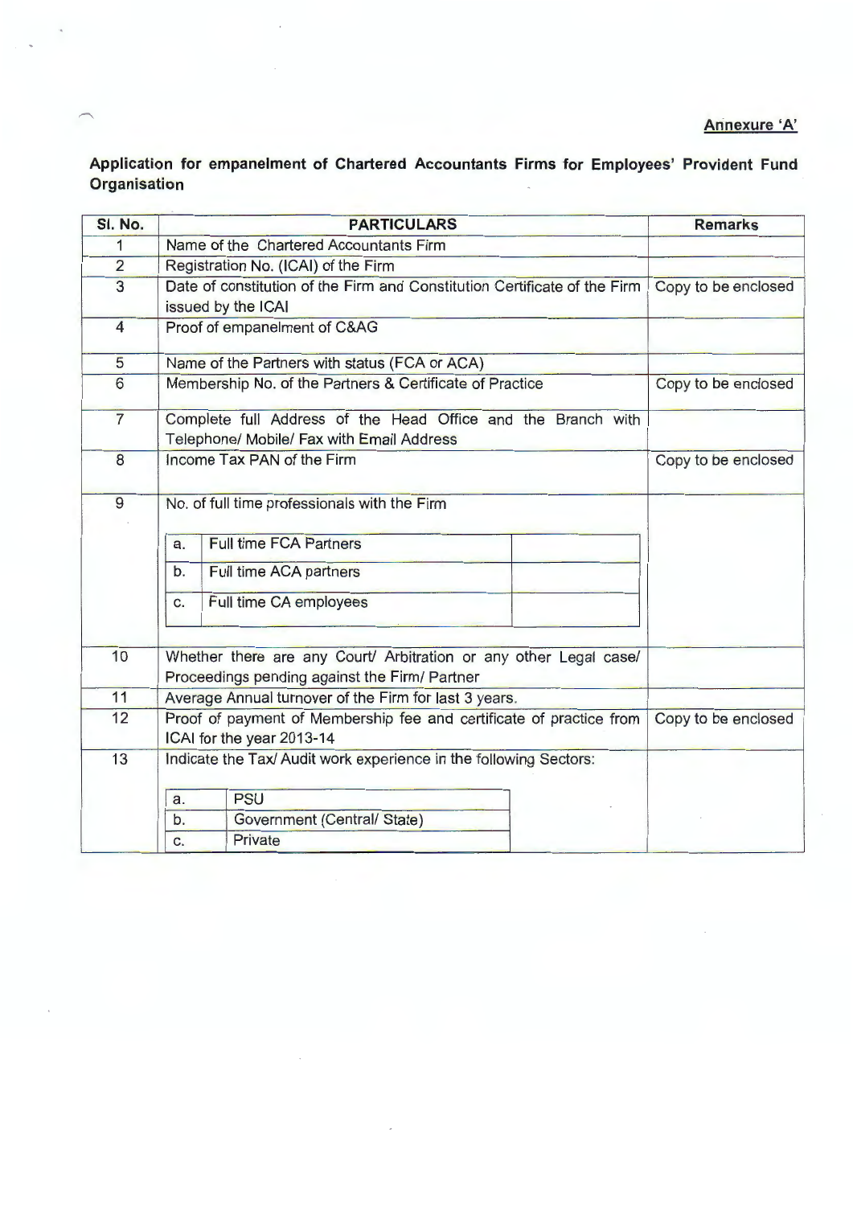Annexure 'A'

**Application for empanelment of Chartered Accountants Firms for Employees' Provident Fund Organisation**

| Sl. No. | PARTICULARS | Remarks |
|---|---|---|
| 1 | Name of the Chartered Accountants Firm | |
| 2 | Registration No. (ICAI) of the Firm | |
| 3 | Date of constitution of the Firm and Constitution Certificate of the Firm issued by the ICAI | Copy to be enclosed |
| 4 | Proof of empanelment of C&AG | |
| 5 | Name of the Partners with status (FCA or ACA) | |
| 6 | Membership No. of the Partners & Certificate of Practice | Copy to be enclosed |
| 7 | Complete full Address of the Head Office and the Branch with Telephone/ Mobile/ Fax with Email Address | |
| 8 | Income Tax PAN of the Firm | Copy to be enclosed |
| 9 | No. of full time professionals with the Firm<br>a. Full time FCA Partners<br>b. Full time ACA partners<br>c. Full time CA employees | |
| 10 | Whether there are any Court/ Arbitration or any other Legal case/ Proceedings pending against the Firm/ Partner | |
| 11 | Average Annual turnover of the Firm for last 3 years. | |
| 12 | Proof of payment of Membership fee and certificate of practice from ICAI for the year 2013-14 | Copy to be enclosed |
| 13 | Indicate the Tax/ Audit work experience in the following Sectors:<br>a. PSU<br>b. Government (Central/ State)<br>c. Private | |